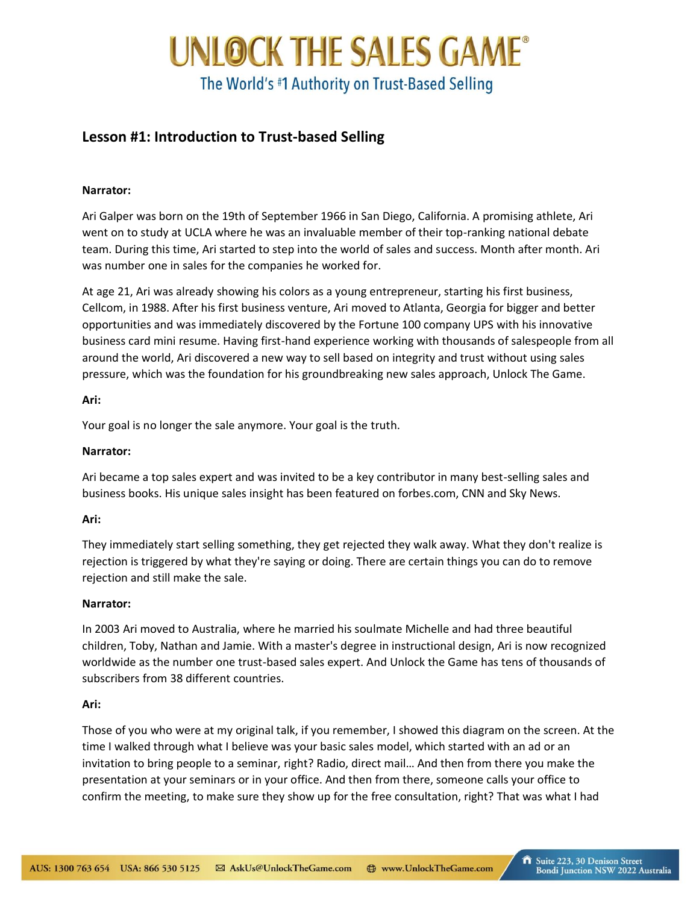# Lesson #1: Introduction to Trust-based Selling

**Narrator:**

Ari Galper was born on the 19th of September 1966 in San Diego, California. A promising athlete, Ari went on to study at UCLA where he was an invaluable member of their top-ranking national debate team. During this time, Ari started to step into the world of sales and success. Month after month. Ari was number one in sales for the companies he worked for.

At age 21, Ari was already showing his colors as a young entrepreneur, starting his first business, Cellcom, in 1988. After his first business venture, Ari moved to Atlanta, Georgia for bigger and better opportunities and was immediately discovered by the Fortune 100 company UPS with his innovative business card mini resume. Having first-hand experience working with thousands of salespeople from all around the world, Ari discovered a new way to sell based on integrity and trust without using sales pressure, which was the foundation for his groundbreaking new sales approach, Unlock The Game.

**Ari:**

Your goal is no longer the sale anymore. Your goal is the truth.

**Narrator:**

Ari became a top sales expert and was invited to be a key contributor in many best-selling sales and business books. His unique sales insight has been featured on forbes.com, CNN and Sky News.

**Ari:**

They immediately start selling something, they get rejected they walk away. What they don't realize is rejection is triggered by what they're saying or doing. There are certain things you can do to remove rejection and still make the sale.

**Narrator:**

In 2003 Ari moved to Australia, where he married his soulmate Michelle and had three beautiful children, Toby, Nathan and Jamie. With a master's degree in instructional design, Ari is now recognized worldwide as the number one trust-based sales expert. And Unlock the Game has tens of thousands of subscribers from 38 different countries.

**Ari:**

Those of you who were at my original talk, if you remember, I showed this diagram on the screen. At the time I walked through what I believe was your basic sales model, which started with an ad or an invitation to bring people to a seminar, right? Radio, direct mail… And then from there you make the presentation at your seminars or in your office. And then from there, someone calls your office to confirm the meeting, to make sure they show up for the free consultation, right? That was what I had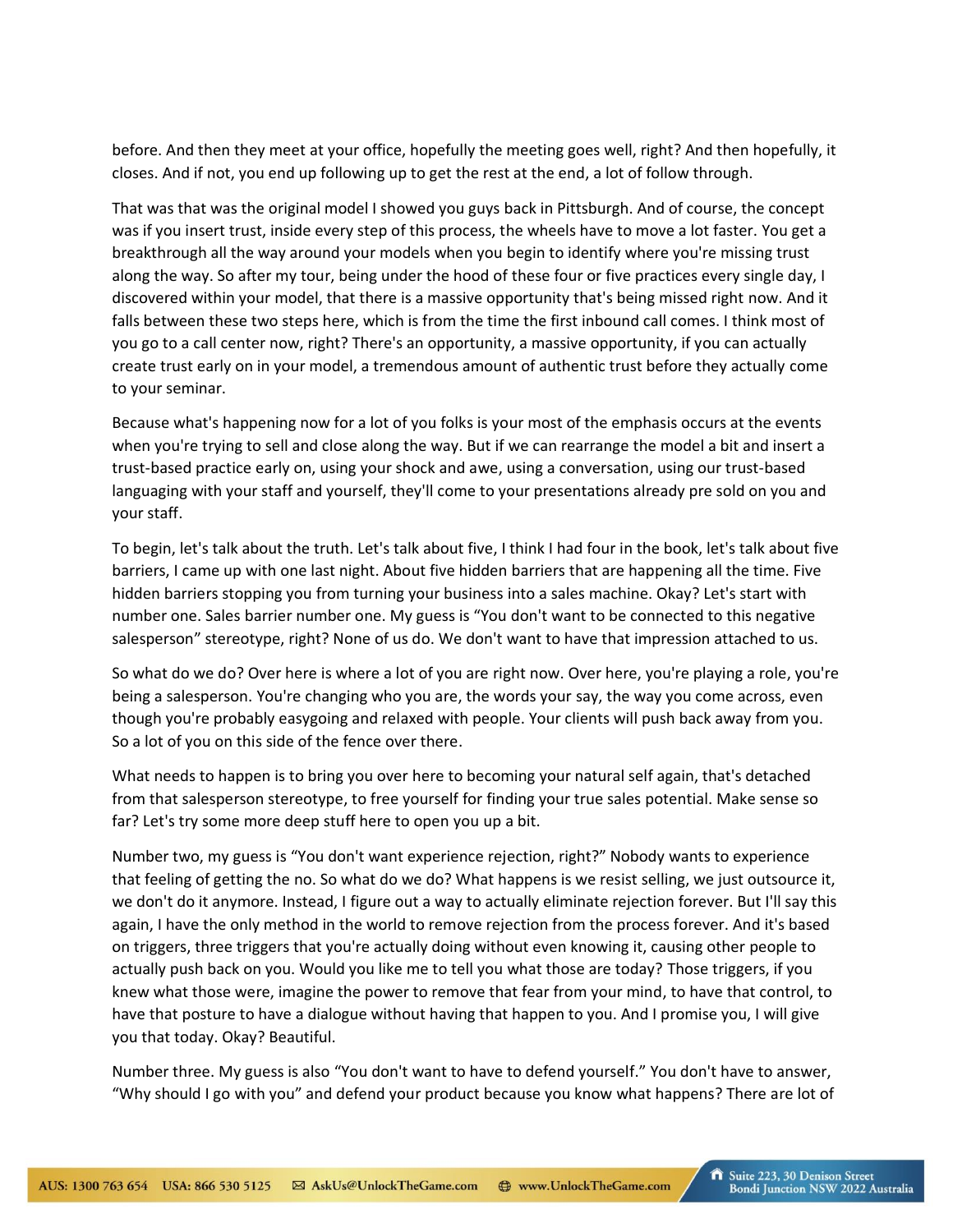before. And then they meet at your office, hopefully the meeting goes well, right? And then hopefully, it closes. And if not, you end up following up to get the rest at the end, a lot of follow through.

That was that was the original model I showed you guys back in Pittsburgh. And of course, the concept was if you insert trust, inside every step of this process, the wheels have to move a lot faster. You get a breakthrough all the way around your models when you begin to identify where you're missing trust along the way. So after my tour, being under the hood of these four or five practices every single day, I discovered within your model, that there is a massive opportunity that's being missed right now. And it falls between these two steps here, which is from the time the first inbound call comes. I think most of you go to a call center now, right? There's an opportunity, a massive opportunity, if you can actually create trust early on in your model, a tremendous amount of authentic trust before they actually come to your seminar.

Because what's happening now for a lot of you folks is your most of the emphasis occurs at the events when you're trying to sell and close along the way. But if we can rearrange the model a bit and insert a trust-based practice early on, using your shock and awe, using a conversation, using our trust-based languaging with your staff and yourself, they'll come to your presentations already pre sold on you and your staff.

To begin, let's talk about the truth. Let's talk about five, I think I had four in the book, let's talk about five barriers, I came up with one last night. About five hidden barriers that are happening all the time. Five hidden barriers stopping you from turning your business into a sales machine. Okay? Let's start with number one. Sales barrier number one. My guess is "You don't want to be connected to this negative salesperson" stereotype, right? None of us do. We don't want to have that impression attached to us.

So what do we do? Over here is where a lot of you are right now. Over here, you're playing a role, you're being a salesperson. You're changing who you are, the words your say, the way you come across, even though you're probably easygoing and relaxed with people. Your clients will push back away from you. So a lot of you on this side of the fence over there.

What needs to happen is to bring you over here to becoming your natural self again, that's detached from that salesperson stereotype, to free yourself for finding your true sales potential. Make sense so far? Let's try some more deep stuff here to open you up a bit.

Number two, my guess is "You don't want experience rejection, right?" Nobody wants to experience that feeling of getting the no. So what do we do? What happens is we resist selling, we just outsource it, we don't do it anymore. Instead, I figure out a way to actually eliminate rejection forever. But I'll say this again, I have the only method in the world to remove rejection from the process forever. And it's based on triggers, three triggers that you're actually doing without even knowing it, causing other people to actually push back on you. Would you like me to tell you what those are today? Those triggers, if you knew what those were, imagine the power to remove that fear from your mind, to have that control, to have that posture to have a dialogue without having that happen to you. And I promise you, I will give you that today. Okay? Beautiful.

Number three. My guess is also "You don't want to have to defend yourself." You don't have to answer, "Why should I go with you" and defend your product because you know what happens? There are lot of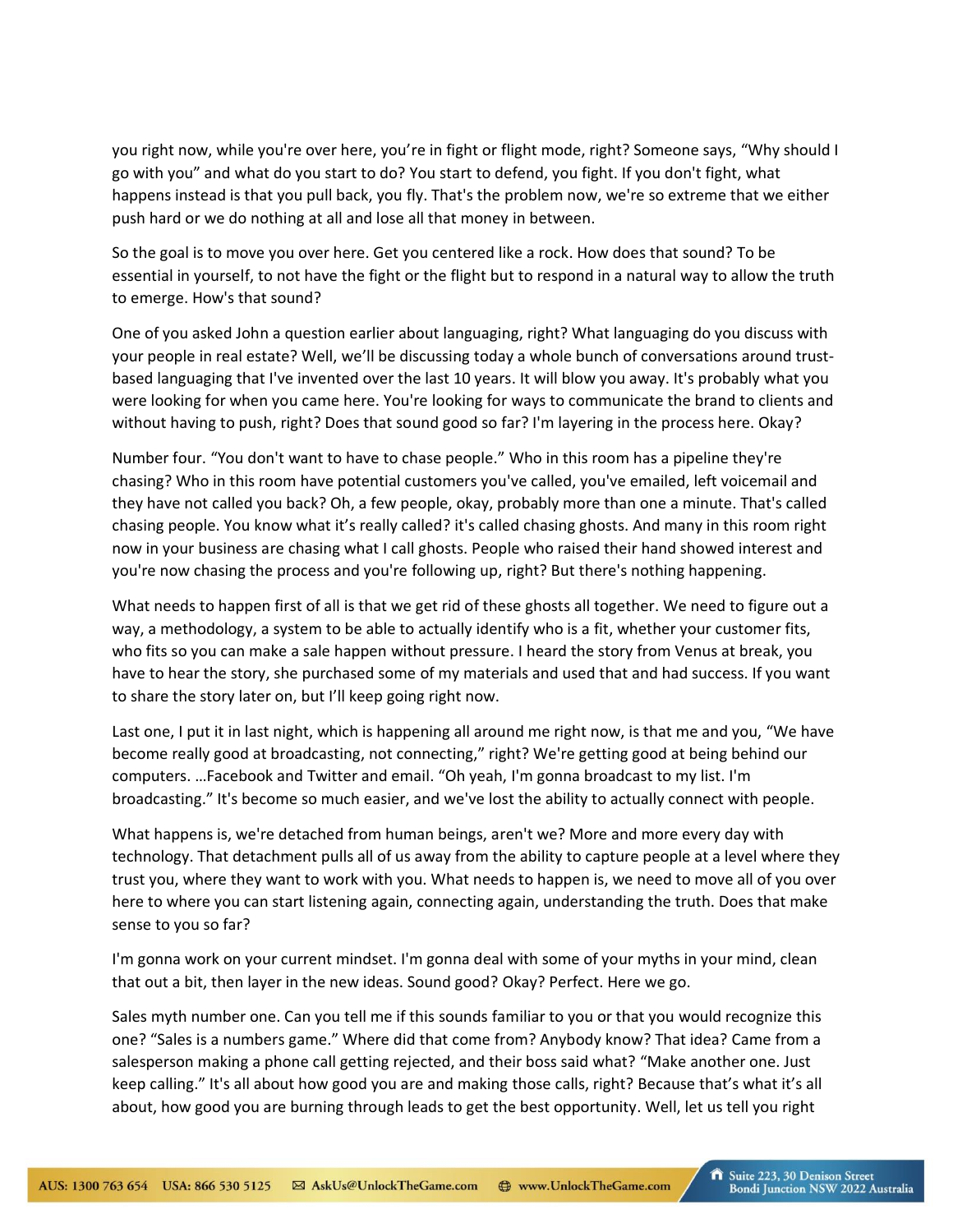you right now, while you're over here, you're in fight or flight mode, right? Someone says, "Why should I go with you" and what do you start to do? You start to defend, you fight. If you don't fight, what happens instead is that you pull back, you fly. That's the problem now, we're so extreme that we either push hard or we do nothing at all and lose all that money in between.

So the goal is to move you over here. Get you centered like a rock. How does that sound? To be essential in yourself, to not have the fight or the flight but to respond in a natural way to allow the truth to emerge. How's that sound?

One of you asked John a question earlier about languaging, right? What languaging do you discuss with your people in real estate? Well, we'll be discussing today a whole bunch of conversations around trust-based languaging that I've invented over the last 10 years. It will blow you away. It's probably what you were looking for when you came here. You're looking for ways to communicate the brand to clients and without having to push, right? Does that sound good so far? I'm layering in the process here. Okay?

Number four. "You don't want to have to chase people." Who in this room has a pipeline they're chasing? Who in this room have potential customers you've called, you've emailed, left voicemail and they have not called you back? Oh, a few people, okay, probably more than one a minute. That's called chasing people. You know what it's really called? it's called chasing ghosts. And many in this room right now in your business are chasing what I call ghosts. People who raised their hand showed interest and you're now chasing the process and you're following up, right? But there's nothing happening.

What needs to happen first of all is that we get rid of these ghosts all together. We need to figure out a way, a methodology, a system to be able to actually identify who is a fit, whether your customer fits, who fits so you can make a sale happen without pressure. I heard the story from Venus at break, you have to hear the story, she purchased some of my materials and used that and had success. If you want to share the story later on, but I'll keep going right now.

Last one, I put it in last night, which is happening all around me right now, is that me and you, "We have become really good at broadcasting, not connecting," right? We're getting good at being behind our computers. …Facebook and Twitter and email. "Oh yeah, I'm gonna broadcast to my list. I'm broadcasting." It's become so much easier, and we've lost the ability to actually connect with people.

What happens is, we're detached from human beings, aren't we? More and more every day with technology. That detachment pulls all of us away from the ability to capture people at a level where they trust you, where they want to work with you. What needs to happen is, we need to move all of you over here to where you can start listening again, connecting again, understanding the truth. Does that make sense to you so far?

I'm gonna work on your current mindset. I'm gonna deal with some of your myths in your mind, clean that out a bit, then layer in the new ideas. Sound good? Okay? Perfect. Here we go.

Sales myth number one. Can you tell me if this sounds familiar to you or that you would recognize this one? "Sales is a numbers game." Where did that come from? Anybody know? That idea? Came from a salesperson making a phone call getting rejected, and their boss said what? "Make another one. Just keep calling." It's all about how good you are and making those calls, right? Because that's what it's all about, how good you are burning through leads to get the best opportunity. Well, let us tell you right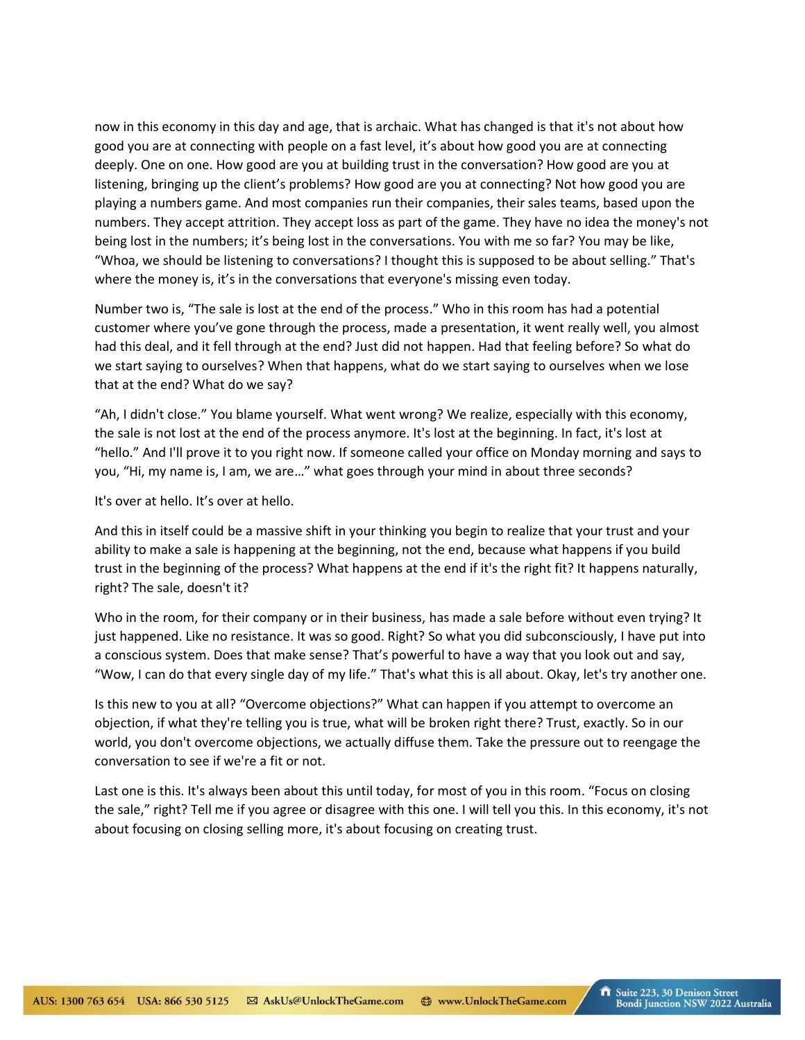now in this economy in this day and age, that is archaic. What has changed is that it's not about how good you are at connecting with people on a fast level, it's about how good you are at connecting deeply. One on one. How good are you at building trust in the conversation? How good are you at listening, bringing up the client's problems? How good are you at connecting? Not how good you are playing a numbers game. And most companies run their companies, their sales teams, based upon the numbers. They accept attrition. They accept loss as part of the game. They have no idea the money's not being lost in the numbers; it's being lost in the conversations. You with me so far? You may be like, "Whoa, we should be listening to conversations? I thought this is supposed to be about selling." That's where the money is, it's in the conversations that everyone's missing even today.

Number two is, "The sale is lost at the end of the process." Who in this room has had a potential customer where you've gone through the process, made a presentation, it went really well, you almost had this deal, and it fell through at the end? Just did not happen. Had that feeling before? So what do we start saying to ourselves? When that happens, what do we start saying to ourselves when we lose that at the end? What do we say?

"Ah, I didn't close." You blame yourself. What went wrong? We realize, especially with this economy, the sale is not lost at the end of the process anymore. It's lost at the beginning. In fact, it's lost at "hello." And I'll prove it to you right now. If someone called your office on Monday morning and says to you, "Hi, my name is, I am, we are…" what goes through your mind in about three seconds?

It's over at hello. It's over at hello.

And this in itself could be a massive shift in your thinking you begin to realize that your trust and your ability to make a sale is happening at the beginning, not the end, because what happens if you build trust in the beginning of the process? What happens at the end if it's the right fit? It happens naturally, right? The sale, doesn't it?

Who in the room, for their company or in their business, has made a sale before without even trying? It just happened. Like no resistance. It was so good. Right? So what you did subconsciously, I have put into a conscious system. Does that make sense? That's powerful to have a way that you look out and say, "Wow, I can do that every single day of my life." That's what this is all about. Okay, let's try another one.

Is this new to you at all? "Overcome objections?" What can happen if you attempt to overcome an objection, if what they're telling you is true, what will be broken right there? Trust, exactly. So in our world, you don't overcome objections, we actually diffuse them. Take the pressure out to reengage the conversation to see if we're a fit or not.

Last one is this. It's always been about this until today, for most of you in this room. "Focus on closing the sale," right? Tell me if you agree or disagree with this one. I will tell you this. In this economy, it's not about focusing on closing selling more, it's about focusing on creating trust.